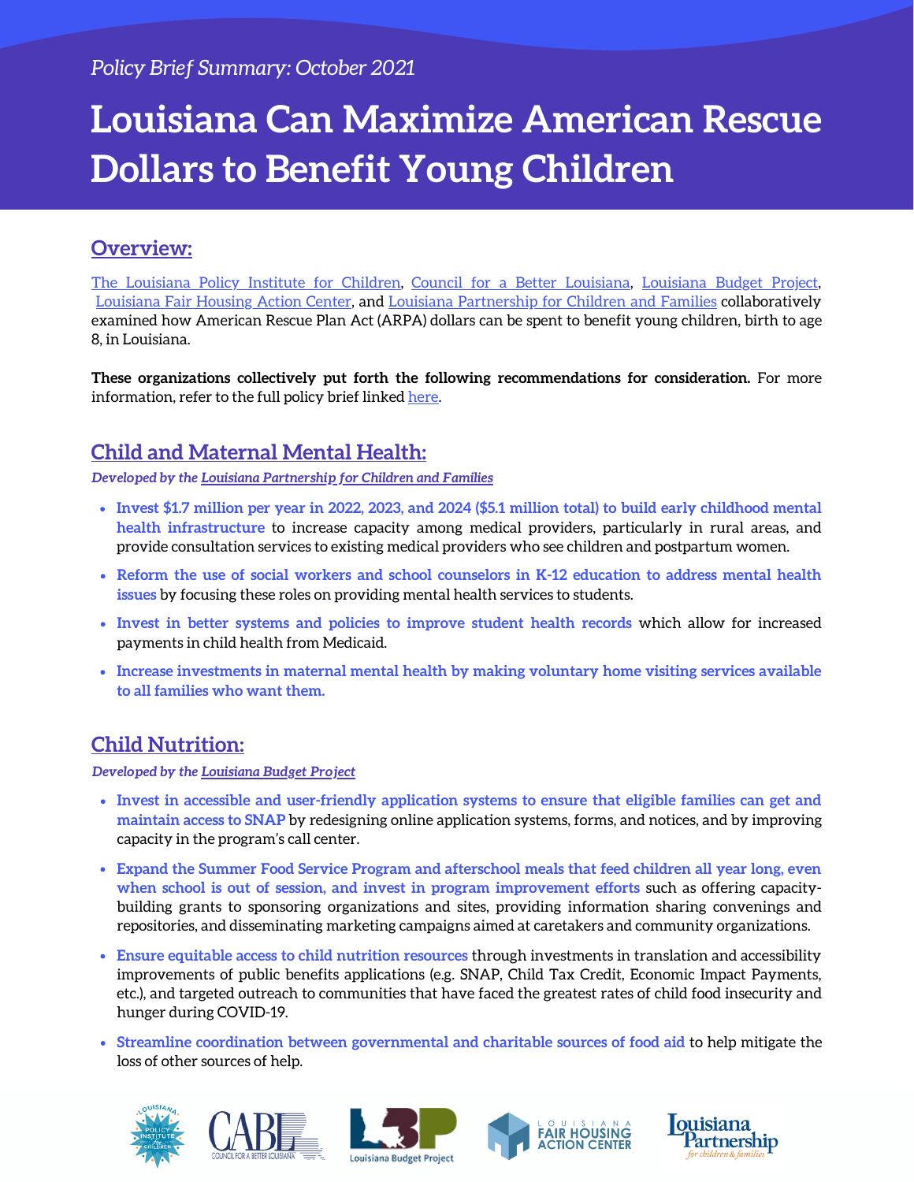*Policy Brief Summary: October 2021*

# Louisiana Can Maximize American Rescue Dollars to Benefit Young Children

## Overview:

The Louisiana Policy Institute for Children, Council for a Better Louisiana, Louisiana Budget Project, Louisiana Fair Housing Action Center, and Louisiana Partnership for Children and Families collaboratively examined how American Rescue Plan Act (ARPA) dollars can be spent to benefit young children, birth to age 8, in Louisiana.

**These organizations collectively put forth the following recommendations for consideration.** For more information, refer to the full policy brief linked here.

## Child and Maternal Mental Health:

***Developed by the Louisiana Partnership for Children and Families***

- **Invest $1.7 million per year in 2022, 2023, and 2024 ($5.1 million total) to build early childhood mental health infrastructure** to increase capacity among medical providers, particularly in rural areas, and provide consultation services to existing medical providers who see children and postpartum women.
- **Reform the use of social workers and school counselors in K-12 education to address mental health issues** by focusing these roles on providing mental health services to students.
- **Invest in better systems and policies to improve student health records** which allow for increased payments in child health from Medicaid.
- **Increase investments in maternal mental health by making voluntary home visiting services available to all families who want them.**

## Child Nutrition:

***Developed by the Louisiana Budget Project***

- **Invest in accessible and user-friendly application systems to ensure that eligible families can get and maintain access to SNAP** by redesigning online application systems, forms, and notices, and by improving capacity in the program's call center.
- **Expand the Summer Food Service Program and afterschool meals that feed children all year long, even when school is out of session, and invest in program improvement efforts** such as offering capacity-building grants to sponsoring organizations and sites, providing information sharing convenings and repositories, and disseminating marketing campaigns aimed at caretakers and community organizations.
- **Ensure equitable access to child nutrition resources** through investments in translation and accessibility improvements of public benefits applications (e.g. SNAP, Child Tax Credit, Economic Impact Payments, etc.), and targeted outreach to communities that have faced the greatest rates of child food insecurity and hunger during COVID-19.
- **Streamline coordination between governmental and charitable sources of food aid** to help mitigate the loss of other sources of help.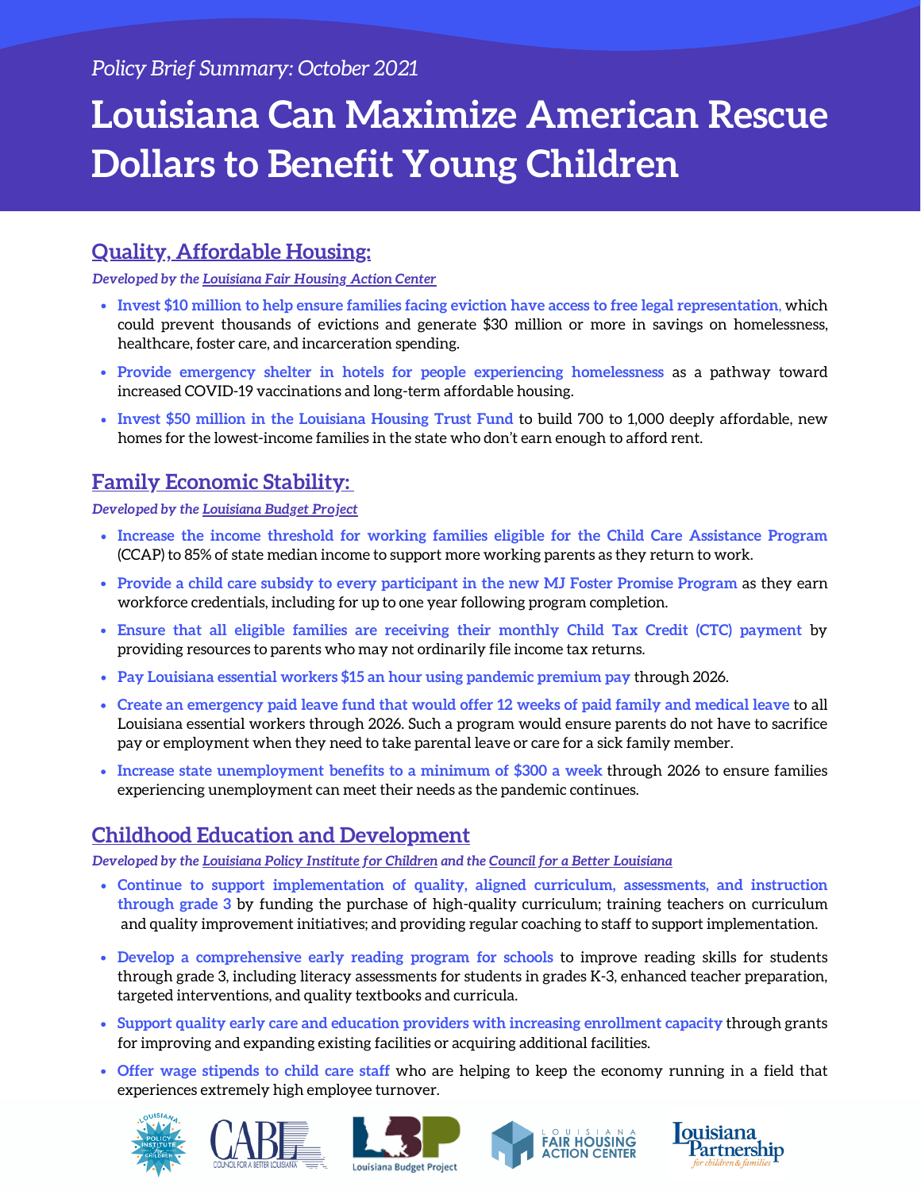*Policy Brief Summary: October 2021*

# Louisiana Can Maximize American Rescue Dollars to Benefit Young Children

## Quality, Affordable Housing:

***Developed by the Louisiana Fair Housing Action Center***

- **Invest $10 million to help ensure families facing eviction have access to free legal representation,** which could prevent thousands of evictions and generate $30 million or more in savings on homelessness, healthcare, foster care, and incarceration spending.
- **Provide emergency shelter in hotels for people experiencing homelessness** as a pathway toward increased COVID-19 vaccinations and long-term affordable housing.
- **Invest $50 million in the Louisiana Housing Trust Fund** to build 700 to 1,000 deeply affordable, new homes for the lowest-income families in the state who don't earn enough to afford rent.

## Family Economic Stability:

***Developed by the Louisiana Budget Project***

- **Increase the income threshold for working families eligible for the Child Care Assistance Program** (CCAP) to 85% of state median income to support more working parents as they return to work.
- **Provide a child care subsidy to every participant in the new MJ Foster Promise Program** as they earn workforce credentials, including for up to one year following program completion.
- **Ensure that all eligible families are receiving their monthly Child Tax Credit (CTC) payment** by providing resources to parents who may not ordinarily file income tax returns.
- **Pay Louisiana essential workers $15 an hour using pandemic premium pay** through 2026.
- **Create an emergency paid leave fund that would offer 12 weeks of paid family and medical leave** to all Louisiana essential workers through 2026. Such a program would ensure parents do not have to sacrifice pay or employment when they need to take parental leave or care for a sick family member.
- **Increase state unemployment benefits to a minimum of $300 a week** through 2026 to ensure families experiencing unemployment can meet their needs as the pandemic continues.

## Childhood Education and Development

***Developed by the Louisiana Policy Institute for Children and the Council for a Better Louisiana***

- **Continue to support implementation of quality, aligned curriculum, assessments, and instruction through grade 3** by funding the purchase of high-quality curriculum; training teachers on curriculum and quality improvement initiatives; and providing regular coaching to staff to support implementation.
- **Develop a comprehensive early reading program for schools** to improve reading skills for students through grade 3, including literacy assessments for students in grades K-3, enhanced teacher preparation, targeted interventions, and quality textbooks and curricula.
- **Support quality early care and education providers with increasing enrollment capacity** through grants for improving and expanding existing facilities or acquiring additional facilities.
- **Offer wage stipends to child care staff** who are helping to keep the economy running in a field that experiences extremely high employee turnover.